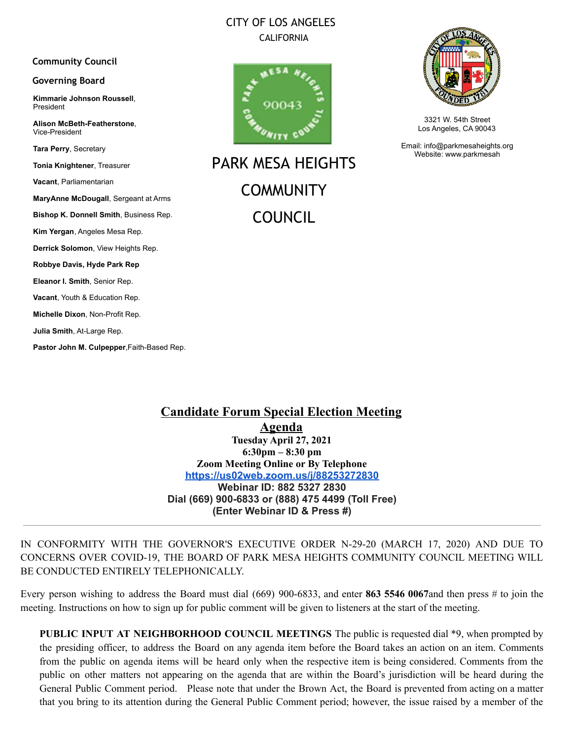CITY OF LOS ANGELES
CALIFORNIA

**Community Council**

**Governing Board**

**Kimmarie Johnson Roussell**, President

**Alison McBeth-Featherstone**, Vice-President

**Tara Perry**, Secretary

**Tonia Knightener**, Treasurer

**Vacant**, Parliamentarian

**MaryAnne McDougall**, Sergeant at Arms

**Bishop K. Donnell Smith**, Business Rep.

**Kim Yergan**, Angeles Mesa Rep.

**Derrick Solomon**, View Heights Rep.

**Robbye Davis, Hyde Park Rep**

**Eleanor I. Smith**, Senior Rep.

**Vacant**, Youth & Education Rep.

**Michelle Dixon**, Non-Profit Rep.

**Julia Smith**, At-Large Rep.

**Pastor John M. Culpepper**, Faith-Based Rep.

# PARK MESA HEIGHTS COMMUNITY COUNCIL

3321 W. 54th Street
Los Angeles, CA 90043

Email: info@parkmesaheights.org
Website: www.parkmesah

## Candidate Forum Special Election Meeting Agenda

**Tuesday April 27, 2021**
**6:30pm – 8:30 pm**
**Zoom Meeting Online or By Telephone**
**https://us02web.zoom.us/j/88253272830**
**Webinar ID: 882 5327 2830**
**Dial (669) 900-6833 or (888) 475 4499 (Toll Free)**
**(Enter Webinar ID & Press #)**

---

IN CONFORMITY WITH THE GOVERNOR'S EXECUTIVE ORDER N-29-20 (MARCH 17, 2020) AND DUE TO CONCERNS OVER COVID-19, THE BOARD OF PARK MESA HEIGHTS COMMUNITY COUNCIL MEETING WILL BE CONDUCTED ENTIRELY TELEPHONICALLY.

Every person wishing to address the Board must dial (669) 900-6833, and enter **863 5546 0067**and then press # to join the meeting. Instructions on how to sign up for public comment will be given to listeners at the start of the meeting.

**PUBLIC INPUT AT NEIGHBORHOOD COUNCIL MEETINGS** The public is requested dial *9, when prompted by the presiding officer, to address the Board on any agenda item before the Board takes an action on an item. Comments from the public on agenda items will be heard only when the respective item is being considered. Comments from the public on other matters not appearing on the agenda that are within the Board's jurisdiction will be heard during the General Public Comment period. Please note that under the Brown Act, the Board is prevented from acting on a matter that you bring to its attention during the General Public Comment period; however, the issue raised by a member of the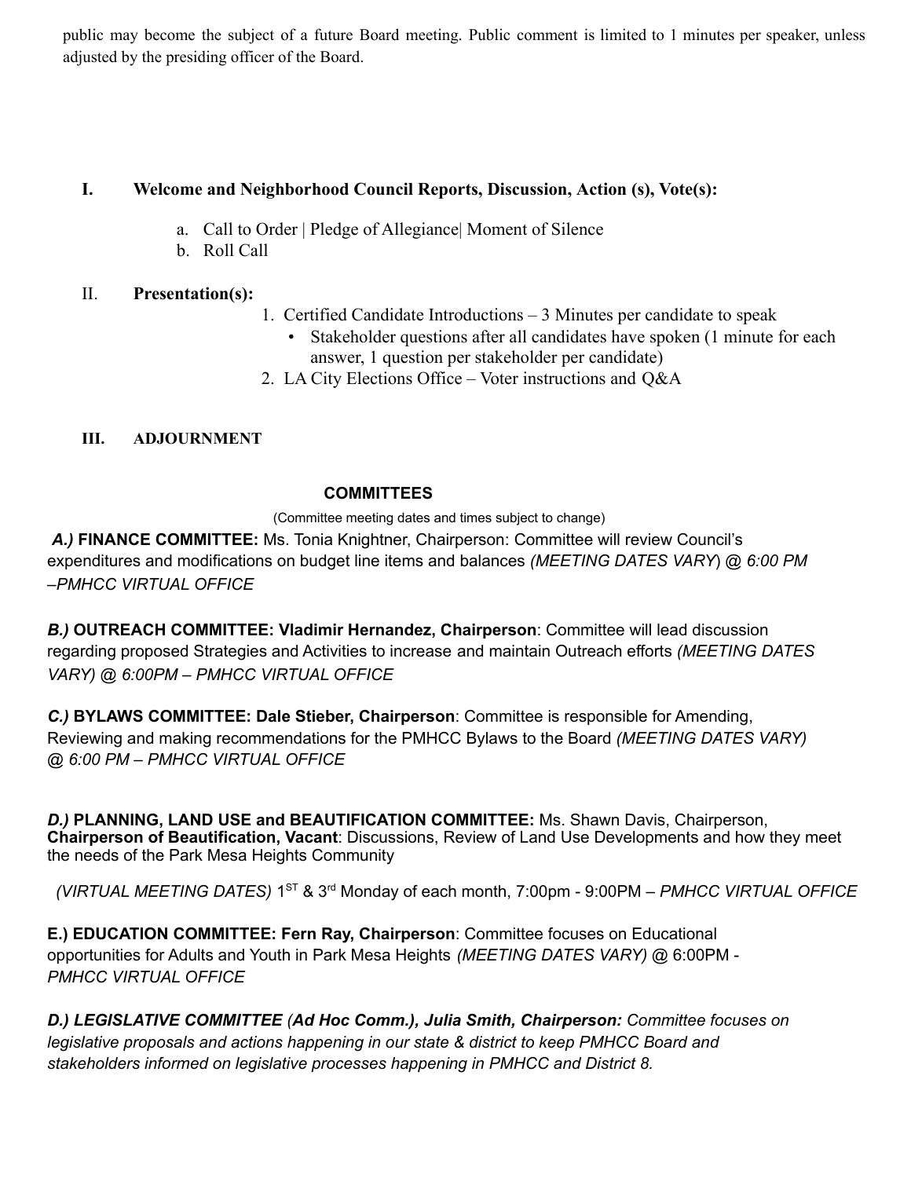public may become the subject of a future Board meeting. Public comment is limited to 1 minutes per speaker, unless adjusted by the presiding officer of the Board.

## I. Welcome and Neighborhood Council Reports, Discussion, Action (s), Vote(s):

a. Call to Order | Pledge of Allegiance| Moment of Silence
b. Roll Call

## II. Presentation(s):

1. Certified Candidate Introductions – 3 Minutes per candidate to speak
   - Stakeholder questions after all candidates have spoken (1 minute for each answer, 1 question per stakeholder per candidate)
2. LA City Elections Office – Voter instructions and Q&A

## III. ADJOURNMENT

### COMMITTEES

(Committee meeting dates and times subject to change)

***A.)* FINANCE COMMITTEE:** Ms. Tonia Knightner, Chairperson: Committee will review Council's expenditures and modifications on budget line items and balances *(MEETING DATES VARY*) @ *6:00 PM –PMHCC VIRTUAL OFFICE*

***B.)* OUTREACH COMMITTEE: Vladimir Hernandez, Chairperson**: Committee will lead discussion regarding proposed Strategies and Activities to increase and maintain Outreach efforts *(MEETING DATES VARY) @ 6:00PM – PMHCC VIRTUAL OFFICE*

***C.)* BYLAWS COMMITTEE: Dale Stieber, Chairperson**: Committee is responsible for Amending, Reviewing and making recommendations for the PMHCC Bylaws to the Board *(MEETING DATES VARY) @ 6:00 PM – PMHCC VIRTUAL OFFICE*

***D.)* PLANNING, LAND USE and BEAUTIFICATION COMMITTEE:** Ms. Shawn Davis, Chairperson, **Chairperson of Beautification, Vacant**: Discussions, Review of Land Use Developments and how they meet the needs of the Park Mesa Heights Community

*(VIRTUAL MEETING DATES)* 1ST & 3rd Monday of each month, 7:00pm - 9:00PM – *PMHCC VIRTUAL OFFICE*

**E.) EDUCATION COMMITTEE: Fern Ray, Chairperson**: Committee focuses on Educational opportunities for Adults and Youth in Park Mesa Heights *(MEETING DATES VARY)* @ 6:00PM - *PMHCC VIRTUAL OFFICE*

***D.) LEGISLATIVE COMMITTEE (Ad Hoc Comm.), Julia Smith, Chairperson:*** *Committee focuses on legislative proposals and actions happening in our state & district to keep PMHCC Board and stakeholders informed on legislative processes happening in PMHCC and District 8.*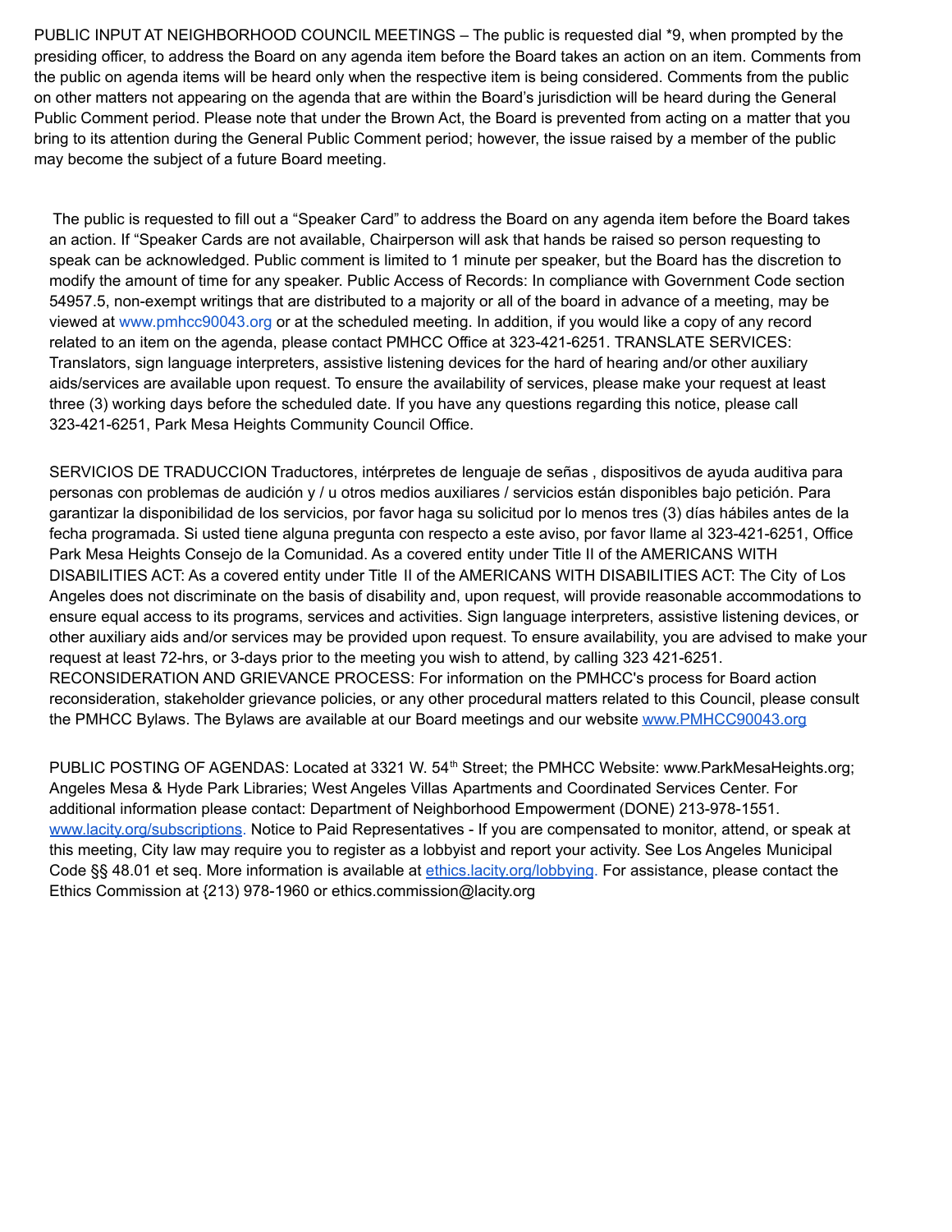PUBLIC INPUT AT NEIGHBORHOOD COUNCIL MEETINGS – The public is requested dial *9, when prompted by the presiding officer, to address the Board on any agenda item before the Board takes an action on an item. Comments from the public on agenda items will be heard only when the respective item is being considered. Comments from the public on other matters not appearing on the agenda that are within the Board's jurisdiction will be heard during the General Public Comment period. Please note that under the Brown Act, the Board is prevented from acting on a matter that you bring to its attention during the General Public Comment period; however, the issue raised by a member of the public may become the subject of a future Board meeting.

The public is requested to fill out a "Speaker Card" to address the Board on any agenda item before the Board takes an action. If "Speaker Cards are not available, Chairperson will ask that hands be raised so person requesting to speak can be acknowledged. Public comment is limited to 1 minute per speaker, but the Board has the discretion to modify the amount of time for any speaker. Public Access of Records: In compliance with Government Code section 54957.5, non-exempt writings that are distributed to a majority or all of the board in advance of a meeting, may be viewed at www.pmhcc90043.org or at the scheduled meeting. In addition, if you would like a copy of any record related to an item on the agenda, please contact PMHCC Office at 323-421-6251. TRANSLATE SERVICES: Translators, sign language interpreters, assistive listening devices for the hard of hearing and/or other auxiliary aids/services are available upon request. To ensure the availability of services, please make your request at least three (3) working days before the scheduled date. If you have any questions regarding this notice, please call 323-421-6251, Park Mesa Heights Community Council Office.

SERVICIOS DE TRADUCCION Traductores, intérpretes de lenguaje de señas , dispositivos de ayuda auditiva para personas con problemas de audición y / u otros medios auxiliares / servicios están disponibles bajo petición. Para garantizar la disponibilidad de los servicios, por favor haga su solicitud por lo menos tres (3) días hábiles antes de la fecha programada. Si usted tiene alguna pregunta con respecto a este aviso, por favor llame al 323-421-6251, Office Park Mesa Heights Consejo de la Comunidad. As a covered entity under Title II of the AMERICANS WITH DISABILITIES ACT: As a covered entity under Title II of the AMERICANS WITH DISABILITIES ACT: The City of Los Angeles does not discriminate on the basis of disability and, upon request, will provide reasonable accommodations to ensure equal access to its programs, services and activities. Sign language interpreters, assistive listening devices, or other auxiliary aids and/or services may be provided upon request. To ensure availability, you are advised to make your request at least 72-hrs, or 3-days prior to the meeting you wish to attend, by calling 323 421-6251. RECONSIDERATION AND GRIEVANCE PROCESS: For information on the PMHCC's process for Board action reconsideration, stakeholder grievance policies, or any other procedural matters related to this Council, please consult the PMHCC Bylaws. The Bylaws are available at our Board meetings and our website www.PMHCC90043.org

PUBLIC POSTING OF AGENDAS: Located at 3321 W. 54th Street; the PMHCC Website: www.ParkMesaHeights.org; Angeles Mesa & Hyde Park Libraries; West Angeles Villas Apartments and Coordinated Services Center. For additional information please contact: Department of Neighborhood Empowerment (DONE) 213-978-1551. www.lacity.org/subscriptions. Notice to Paid Representatives - If you are compensated to monitor, attend, or speak at this meeting, City law may require you to register as a lobbyist and report your activity. See Los Angeles Municipal Code §§ 48.01 et seq. More information is available at ethics.lacity.org/lobbying. For assistance, please contact the Ethics Commission at (213) 978-1960 or ethics.commission@lacity.org